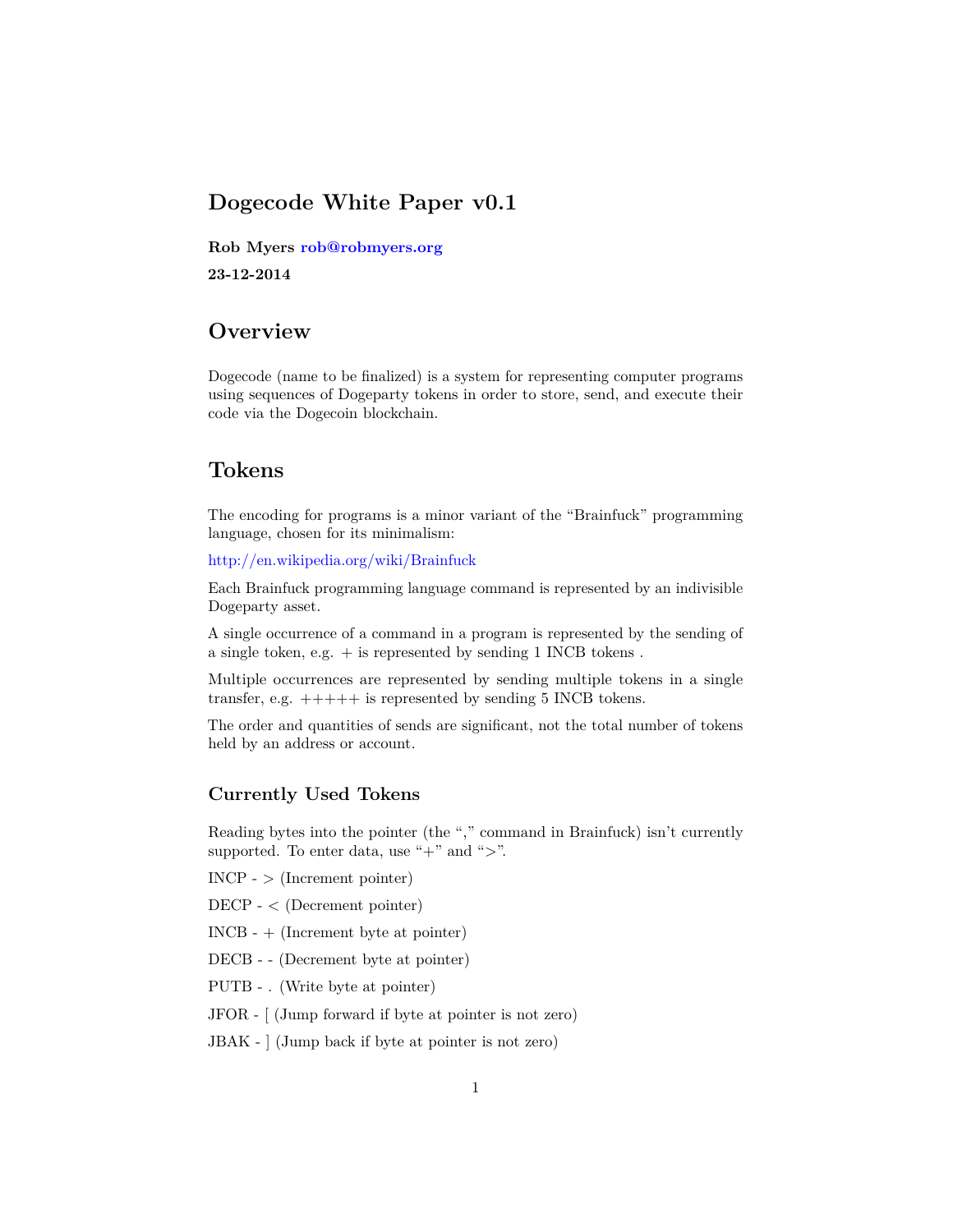# Dogecode White Paper v0.1

**Rob Myers rob@robmyers.org**

**23-12-2014**

## Overview

Dogecode (name to be finalized) is a system for representing computer programs using sequences of Dogeparty tokens in order to store, send, and execute their code via the Dogecoin blockchain.

## Tokens

The encoding for programs is a minor variant of the "Brainfuck" programming language, chosen for its minimalism:

http://en.wikipedia.org/wiki/Brainfuck

Each Brainfuck programming language command is represented by an indivisible Dogeparty asset.

A single occurrence of a command in a program is represented by the sending of a single token, e.g. + is represented by sending 1 INCB tokens .

Multiple occurrences are represented by sending multiple tokens in a single transfer, e.g. +++++ is represented by sending 5 INCB tokens.

The order and quantities of sends are significant, not the total number of tokens held by an address or account.

### Currently Used Tokens

Reading bytes into the pointer (the "," command in Brainfuck) isn't currently supported. To enter data, use "+" and ">".

INCP - > (Increment pointer)

DECP - < (Decrement pointer)

INCB - + (Increment byte at pointer)

DECB - - (Decrement byte at pointer)

PUTB - . (Write byte at pointer)

JFOR - [ (Jump forward if byte at pointer is not zero)

JBAK - ] (Jump back if byte at pointer is not zero)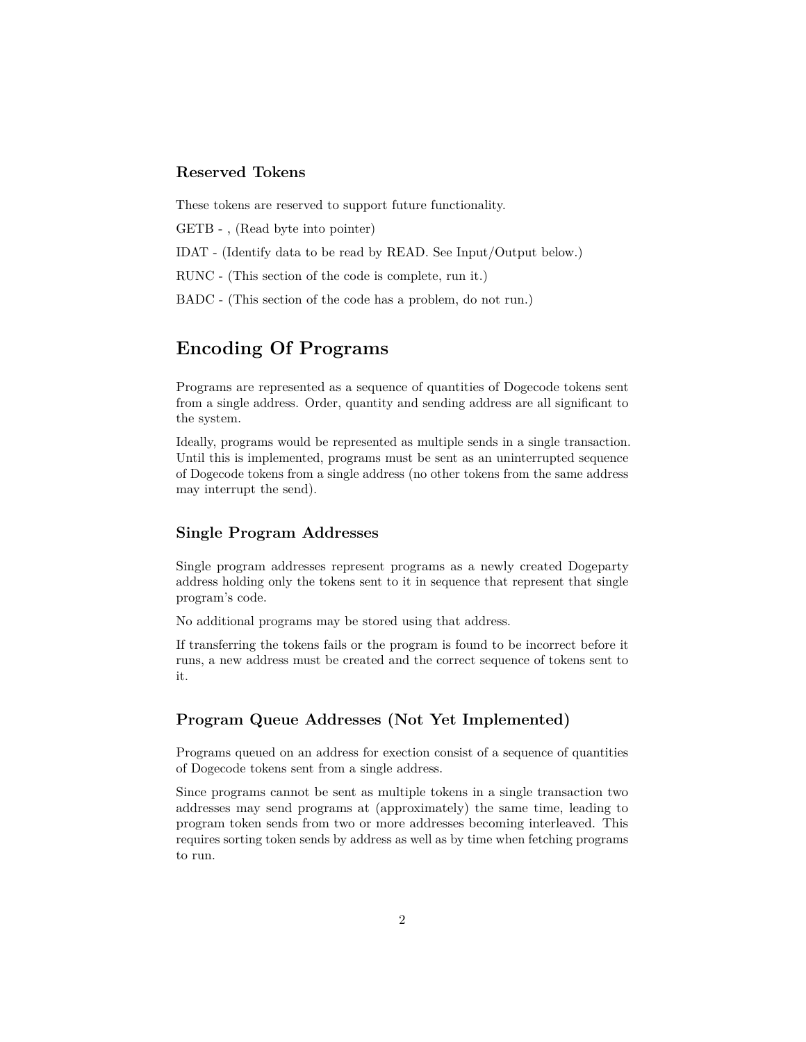### Reserved Tokens

These tokens are reserved to support future functionality.

GETB - , (Read byte into pointer)

IDAT - (Identify data to be read by READ. See Input/Output below.)

RUNC - (This section of the code is complete, run it.)

BADC - (This section of the code has a problem, do not run.)

## Encoding Of Programs

Programs are represented as a sequence of quantities of Dogecode tokens sent from a single address. Order, quantity and sending address are all significant to the system.

Ideally, programs would be represented as multiple sends in a single transaction. Until this is implemented, programs must be sent as an uninterrupted sequence of Dogecode tokens from a single address (no other tokens from the same address may interrupt the send).

### Single Program Addresses

Single program addresses represent programs as a newly created Dogeparty address holding only the tokens sent to it in sequence that represent that single program's code.

No additional programs may be stored using that address.

If transferring the tokens fails or the program is found to be incorrect before it runs, a new address must be created and the correct sequence of tokens sent to it.

### Program Queue Addresses (Not Yet Implemented)

Programs queued on an address for exection consist of a sequence of quantities of Dogecode tokens sent from a single address.

Since programs cannot be sent as multiple tokens in a single transaction two addresses may send programs at (approximately) the same time, leading to program token sends from two or more addresses becoming interleaved. This requires sorting token sends by address as well as by time when fetching programs to run.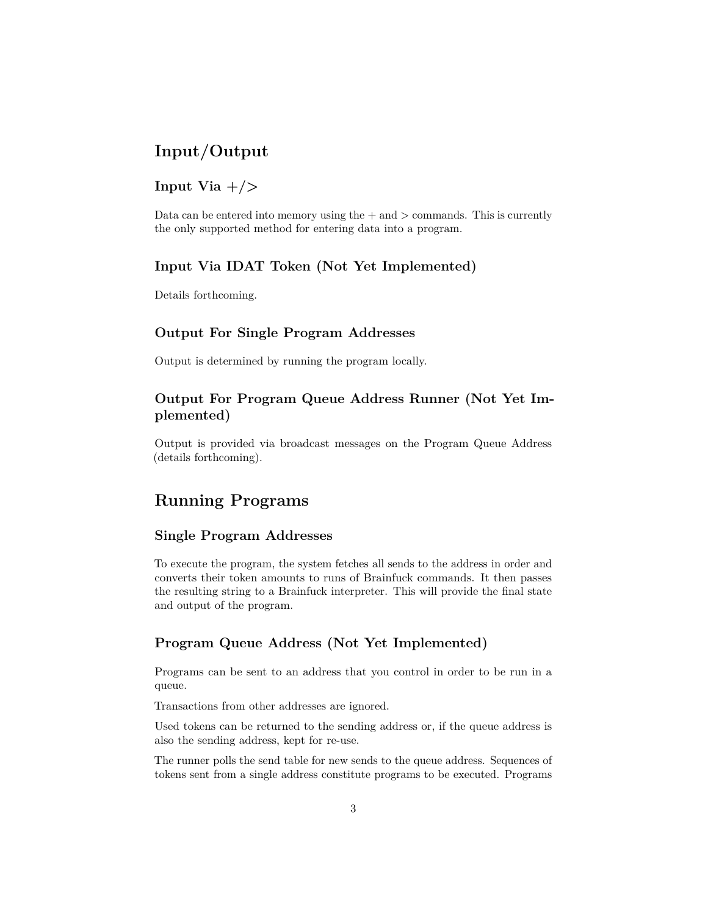# Input/Output

## Input Via +/>

Data can be entered into memory using the + and > commands. This is currently the only supported method for entering data into a program.

## Input Via IDAT Token (Not Yet Implemented)

Details forthcoming.

## Output For Single Program Addresses

Output is determined by running the program locally.

## Output For Program Queue Address Runner (Not Yet Implemented)

Output is provided via broadcast messages on the Program Queue Address (details forthcoming).

# Running Programs

## Single Program Addresses

To execute the program, the system fetches all sends to the address in order and converts their token amounts to runs of Brainfuck commands. It then passes the resulting string to a Brainfuck interpreter. This will provide the final state and output of the program.

## Program Queue Address (Not Yet Implemented)

Programs can be sent to an address that you control in order to be run in a queue.

Transactions from other addresses are ignored.

Used tokens can be returned to the sending address or, if the queue address is also the sending address, kept for re-use.

The runner polls the send table for new sends to the queue address. Sequences of tokens sent from a single address constitute programs to be executed. Programs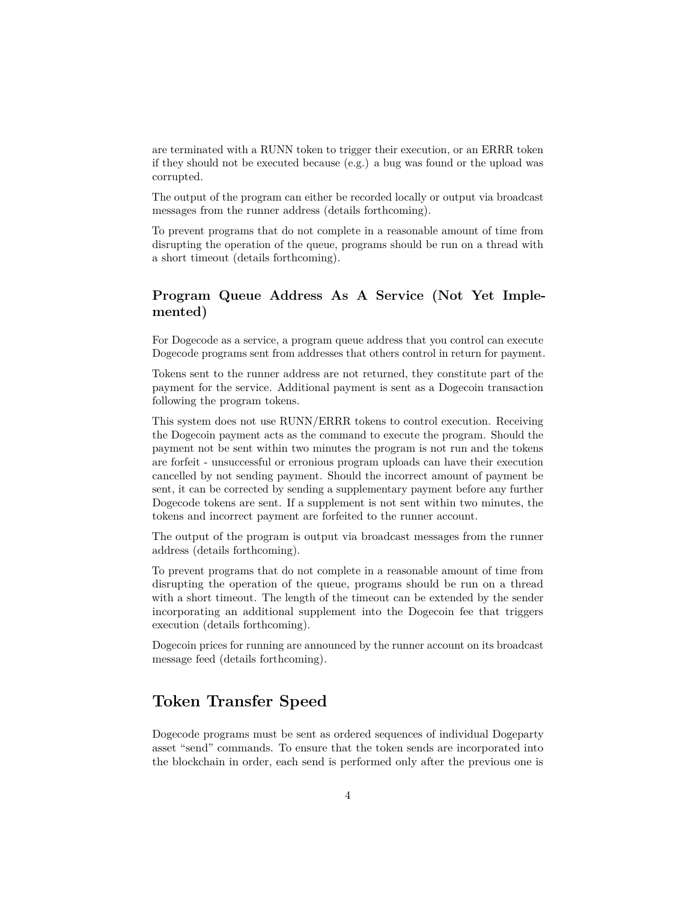are terminated with a RUNN token to trigger their execution, or an ERRR token if they should not be executed because (e.g.) a bug was found or the upload was corrupted.

The output of the program can either be recorded locally or output via broadcast messages from the runner address (details forthcoming).

To prevent programs that do not complete in a reasonable amount of time from disrupting the operation of the queue, programs should be run on a thread with a short timeout (details forthcoming).

### Program Queue Address As A Service (Not Yet Implemented)

For Dogecode as a service, a program queue address that you control can execute Dogecode programs sent from addresses that others control in return for payment.

Tokens sent to the runner address are not returned, they constitute part of the payment for the service. Additional payment is sent as a Dogecoin transaction following the program tokens.

This system does not use RUNN/ERRR tokens to control execution. Receiving the Dogecoin payment acts as the command to execute the program. Should the payment not be sent within two minutes the program is not run and the tokens are forfeit - unsuccessful or erronious program uploads can have their execution cancelled by not sending payment. Should the incorrect amount of payment be sent, it can be corrected by sending a supplementary payment before any further Dogecode tokens are sent. If a supplement is not sent within two minutes, the tokens and incorrect payment are forfeited to the runner account.

The output of the program is output via broadcast messages from the runner address (details forthcoming).

To prevent programs that do not complete in a reasonable amount of time from disrupting the operation of the queue, programs should be run on a thread with a short timeout. The length of the timeout can be extended by the sender incorporating an additional supplement into the Dogecoin fee that triggers execution (details forthcoming).

Dogecoin prices for running are announced by the runner account on its broadcast message feed (details forthcoming).

## Token Transfer Speed

Dogecode programs must be sent as ordered sequences of individual Dogeparty asset "send" commands. To ensure that the token sends are incorporated into the blockchain in order, each send is performed only after the previous one is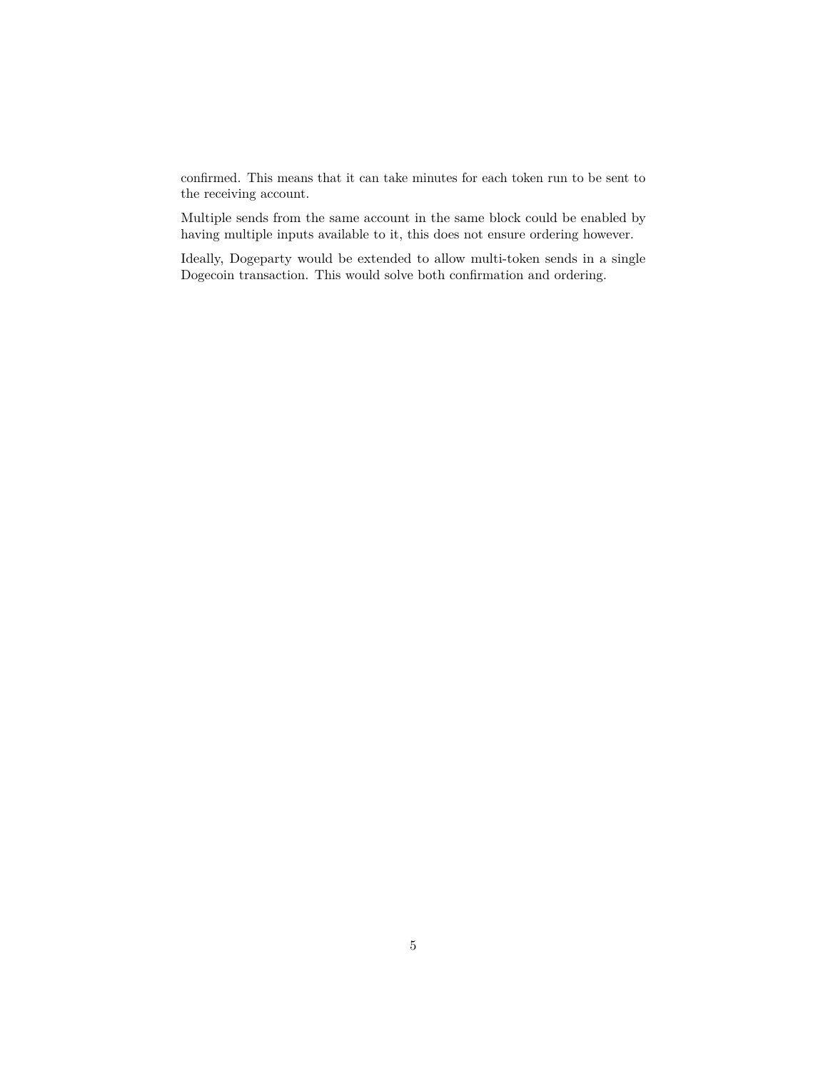confirmed. This means that it can take minutes for each token run to be sent to the receiving account.

Multiple sends from the same account in the same block could be enabled by having multiple inputs available to it, this does not ensure ordering however.

Ideally, Dogeparty would be extended to allow multi-token sends in a single Dogecoin transaction. This would solve both confirmation and ordering.